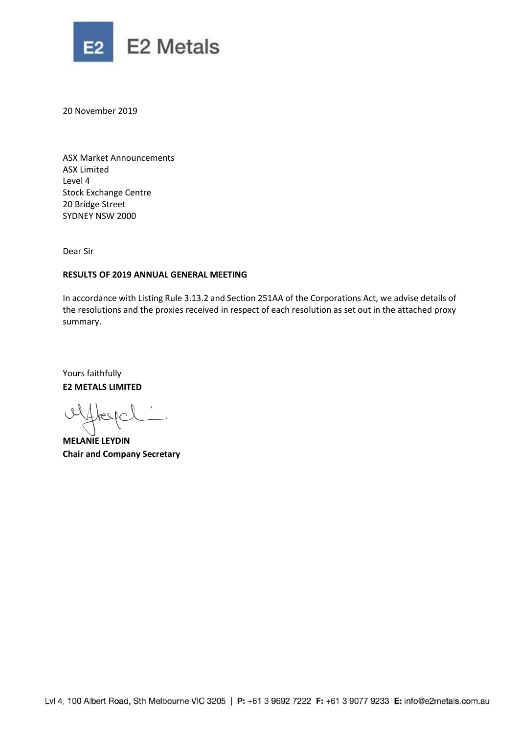E2 Metals

20 November 2019

ASX Market Announcements
ASX Limited
Level 4
Stock Exchange Centre
20 Bridge Street
SYDNEY NSW 2000

Dear Sir

**RESULTS OF 2019 ANNUAL GENERAL MEETING**

In accordance with Listing Rule 3.13.2 and Section 251AA of the Corporations Act, we advise details of the resolutions and the proxies received in respect of each resolution as set out in the attached proxy summary.

Yours faithfully
**E2 METALS LIMITED**

**MELANIE LEYDIN**
**Chair and Company Secretary**

Lvl 4, 100 Albert Road, Sth Melbourne VIC 3205 | **P:** +61 3 9692 7222 **F:** +61 3 9077 9233 **E:** info@e2metals.com.au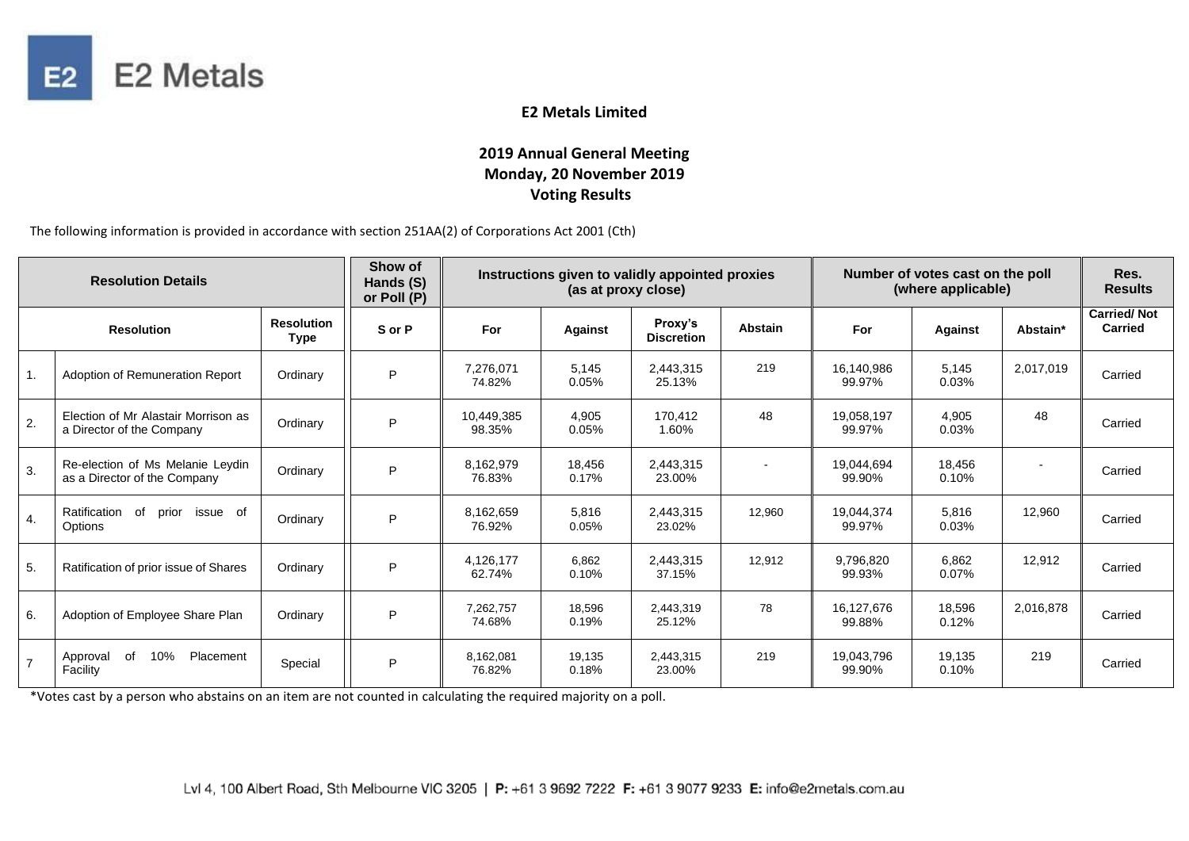# E2 Metals Limited

## 2019 Annual General Meeting
## Monday, 20 November 2019
## Voting Results

The following information is provided in accordance with section 251AA(2) of Corporations Act 2001 (Cth)

| Resolution Details | | | Show of Hands (S) or Poll (P) | Instructions given to validly appointed proxies (as at proxy close) | | | | Number of votes cast on the poll (where applicable) | | | Res. Results |
|---|---|---|---|---|---|---|---|---|---|---|---|
| Resolution | | Resolution Type | S or P | For | Against | Proxy's Discretion | Abstain | For | Against | Abstain* | Carried/ Not Carried |
| 1. | Adoption of Remuneration Report | Ordinary | P | 7,276,071 74.82% | 5,145 0.05% | 2,443,315 25.13% | 219 | 16,140,986 99.97% | 5,145 0.03% | 2,017,019 | Carried |
| 2. | Election of Mr Alastair Morrison as a Director of the Company | Ordinary | P | 10,449,385 98.35% | 4,905 0.05% | 170,412 1.60% | 48 | 19,058,197 99.97% | 4,905 0.03% | 48 | Carried |
| 3. | Re-election of Ms Melanie Leydin as a Director of the Company | Ordinary | P | 8,162,979 76.83% | 18,456 0.17% | 2,443,315 23.00% | - | 19,044,694 99.90% | 18,456 0.10% | - | Carried |
| 4. | Ratification of prior issue of Options | Ordinary | P | 8,162,659 76.92% | 5,816 0.05% | 2,443,315 23.02% | 12,960 | 19,044,374 99.97% | 5,816 0.03% | 12,960 | Carried |
| 5. | Ratification of prior issue of Shares | Ordinary | P | 4,126,177 62.74% | 6,862 0.10% | 2,443,315 37.15% | 12,912 | 9,796,820 99.93% | 6,862 0.07% | 12,912 | Carried |
| 6. | Adoption of Employee Share Plan | Ordinary | P | 7,262,757 74.68% | 18,596 0.19% | 2,443,319 25.12% | 78 | 16,127,676 99.88% | 18,596 0.12% | 2,016,878 | Carried |
| 7 | Approval of 10% Placement Facility | Special | P | 8,162,081 76.82% | 19,135 0.18% | 2,443,315 23.00% | 219 | 19,043,796 99.90% | 19,135 0.10% | 219 | Carried |

*Votes cast by a person who abstains on an item are not counted in calculating the required majority on a poll.

Lvl 4, 100 Albert Road, Sth Melbourne VIC 3205 | **P:** +61 3 9692 7222 **F:** +61 3 9077 9233 **E:** info@e2metals.com.au